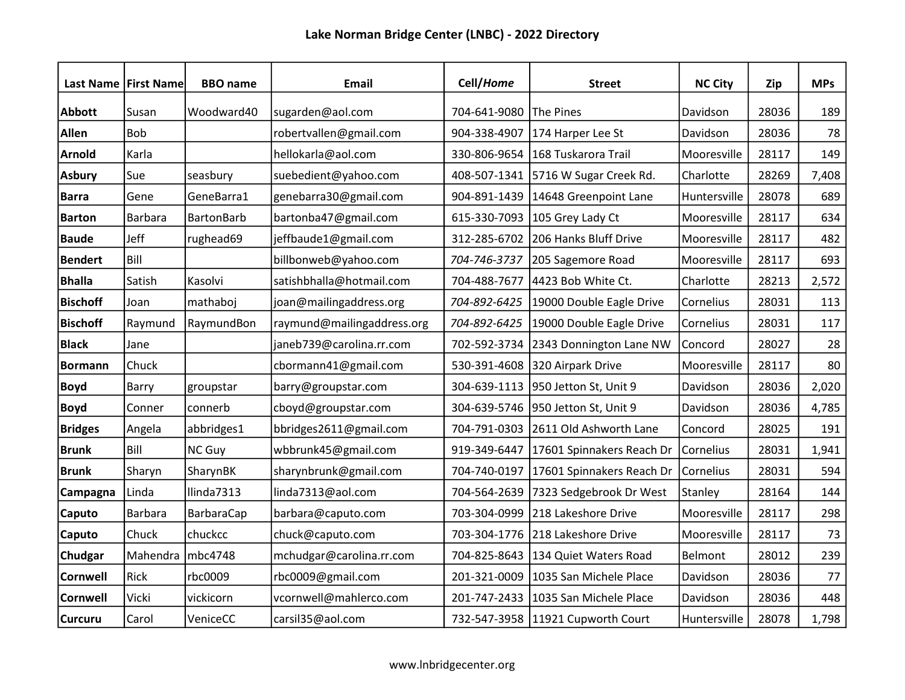# Lake Norman Bridge Center (LNBC) - 2022 Directory

| Last Name | First Name | BBO name | Email | Cell/*Home* | Street | NC City | Zip | MPs |
|---|---|---|---|---|---|---|---|---|
| **Abbott** | Susan | Woodward40 | sugarden@aol.com | 704-641-9080 | The Pines | Davidson | 28036 | 189 |
| **Allen** | Bob | | robertvallen@gmail.com | 904-338-4907 | 174 Harper Lee St | Davidson | 28036 | 78 |
| **Arnold** | Karla | | hellokarla@aol.com | 330-806-9654 | 168 Tuskarora Trail | Mooresville | 28117 | 149 |
| **Asbury** | Sue | seasbury | suebedient@yahoo.com | 408-507-1341 | 5716 W Sugar Creek Rd. | Charlotte | 28269 | 7,408 |
| **Barra** | Gene | GeneBarra1 | genebarra30@gmail.com | 904-891-1439 | 14648 Greenpoint Lane | Huntersville | 28078 | 689 |
| **Barton** | Barbara | BartonBarb | bartonba47@gmail.com | 615-330-7093 | 105 Grey Lady Ct | Mooresville | 28117 | 634 |
| **Baude** | Jeff | rughead69 | jeffbaude1@gmail.com | 312-285-6702 | 206 Hanks Bluff Drive | Mooresville | 28117 | 482 |
| **Bendert** | Bill | | billbonweb@yahoo.com | *704-746-3737* | 205 Sagemore Road | Mooresville | 28117 | 693 |
| **Bhalla** | Satish | Kasolvi | satishbhalla@hotmail.com | 704-488-7677 | 4423 Bob White Ct. | Charlotte | 28213 | 2,572 |
| **Bischoff** | Joan | mathaboj | joan@mailingaddress.org | *704-892-6425* | 19000 Double Eagle Drive | Cornelius | 28031 | 113 |
| **Bischoff** | Raymund | RaymundBon | raymund@mailingaddress.org | *704-892-6425* | 19000 Double Eagle Drive | Cornelius | 28031 | 117 |
| **Black** | Jane | | janeb739@carolina.rr.com | 702-592-3734 | 2343 Donnington Lane NW | Concord | 28027 | 28 |
| **Bormann** | Chuck | | cbormann41@gmail.com | 530-391-4608 | 320 Airpark Drive | Mooresville | 28117 | 80 |
| **Boyd** | Barry | groupstar | barry@groupstar.com | 304-639-1113 | 950 Jetton St, Unit 9 | Davidson | 28036 | 2,020 |
| **Boyd** | Conner | connerb | cboyd@groupstar.com | 304-639-5746 | 950 Jetton St, Unit 9 | Davidson | 28036 | 4,785 |
| **Bridges** | Angela | abbridges1 | bbridges2611@gmail.com | 704-791-0303 | 2611 Old Ashworth Lane | Concord | 28025 | 191 |
| **Brunk** | Bill | NC Guy | wbbrunk45@gmail.com | 919-349-6447 | 17601 Spinnakers Reach Dr | Cornelius | 28031 | 1,941 |
| **Brunk** | Sharyn | SharynBK | sharynbrunk@gmail.com | 704-740-0197 | 17601 Spinnakers Reach Dr | Cornelius | 28031 | 594 |
| **Campagna** | Linda | llinda7313 | linda7313@aol.com | 704-564-2639 | 7323 Sedgebrook Dr West | Stanley | 28164 | 144 |
| **Caputo** | Barbara | BarbaraCap | barbara@caputo.com | 703-304-0999 | 218 Lakeshore Drive | Mooresville | 28117 | 298 |
| **Caputo** | Chuck | chuckcc | chuck@caputo.com | 703-304-1776 | 218 Lakeshore Drive | Mooresville | 28117 | 73 |
| **Chudgar** | Mahendra | mbc4748 | mchudgar@carolina.rr.com | 704-825-8643 | 134 Quiet Waters Road | Belmont | 28012 | 239 |
| **Cornwell** | Rick | rbc0009 | rbc0009@gmail.com | 201-321-0009 | 1035 San Michele Place | Davidson | 28036 | 77 |
| **Cornwell** | Vicki | vickicorn | vcornwell@mahlerco.com | 201-747-2433 | 1035 San Michele Place | Davidson | 28036 | 448 |
| **Curcuru** | Carol | VeniceCC | carsil35@aol.com | 732-547-3958 | 11921 Cupworth Court | Huntersville | 28078 | 1,798 |

www.lnbridgecenter.org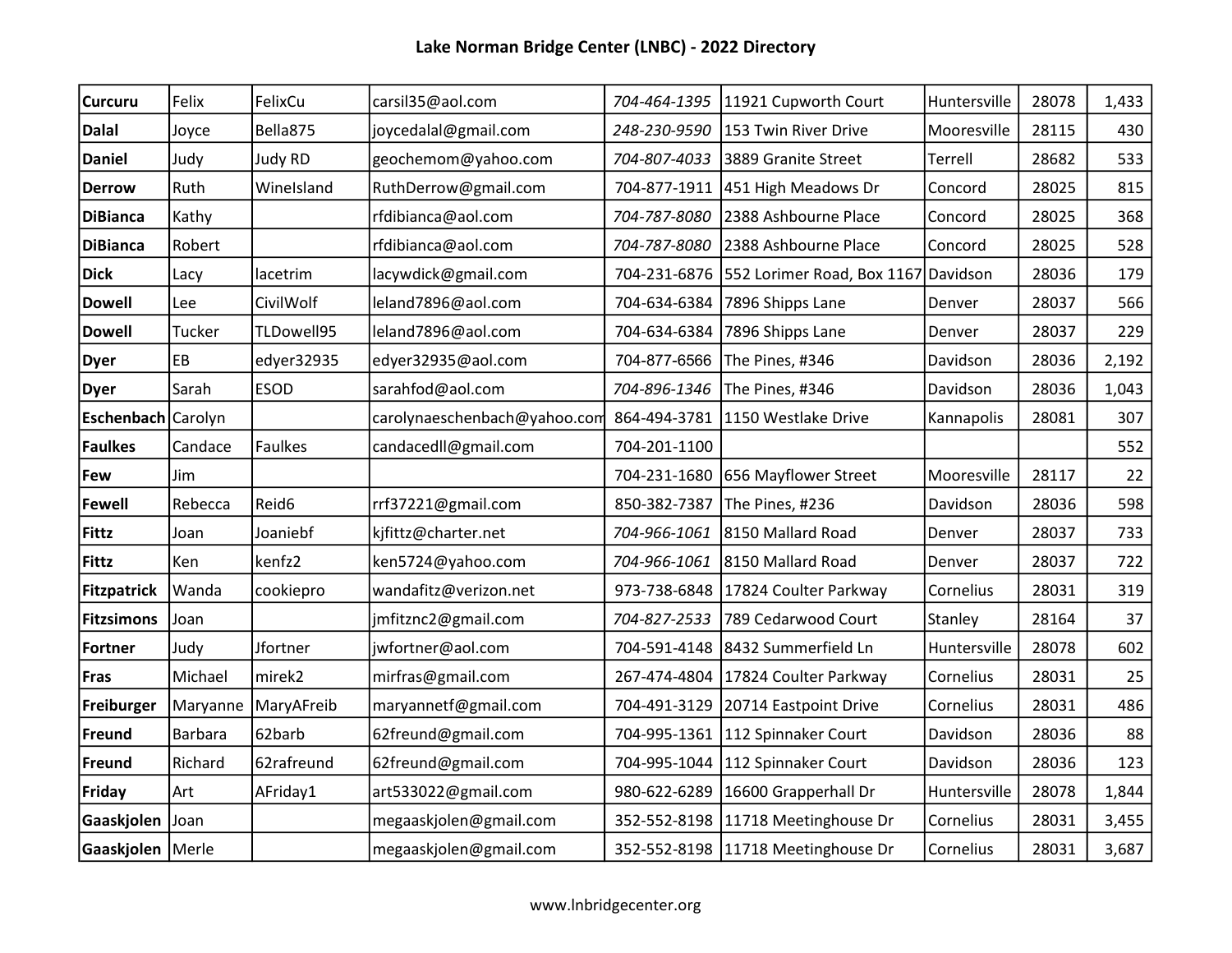# Lake Norman Bridge Center (LNBC) - 2022 Directory

| | | | | | | | | |
|---|---|---|---|---|---|---|---|---|
| **Curcuru** | Felix | FelixCu | carsil35@aol.com | *704-464-1395* | 11921 Cupworth Court | Huntersville | 28078 | 1,433 |
| **Dalal** | Joyce | Bella875 | joycedalal@gmail.com | *248-230-9590* | 153 Twin River Drive | Mooresville | 28115 | 430 |
| **Daniel** | Judy | Judy RD | geochemom@yahoo.com | *704-807-4033* | 3889 Granite Street | Terrell | 28682 | 533 |
| **Derrow** | Ruth | WineIsland | RuthDerrow@gmail.com | 704-877-1911 | 451 High Meadows Dr | Concord | 28025 | 815 |
| **DiBianca** | Kathy | | rfdibianca@aol.com | *704-787-8080* | 2388 Ashbourne Place | Concord | 28025 | 368 |
| **DiBianca** | Robert | | rfdibianca@aol.com | *704-787-8080* | 2388 Ashbourne Place | Concord | 28025 | 528 |
| **Dick** | Lacy | lacetrim | lacywdick@gmail.com | 704-231-6876 | 552 Lorimer Road, Box 1167 | Davidson | 28036 | 179 |
| **Dowell** | Lee | CivilWolf | leland7896@aol.com | 704-634-6384 | 7896 Shipps Lane | Denver | 28037 | 566 |
| **Dowell** | Tucker | TLDowell95 | leland7896@aol.com | 704-634-6384 | 7896 Shipps Lane | Denver | 28037 | 229 |
| **Dyer** | EB | edyer32935 | edyer32935@aol.com | 704-877-6566 | The Pines, #346 | Davidson | 28036 | 2,192 |
| **Dyer** | Sarah | ESOD | sarahfod@aol.com | *704-896-1346* | The Pines, #346 | Davidson | 28036 | 1,043 |
| **Eschenbach** | Carolyn | | carolynaeschenbach@yahoo.com | 864-494-3781 | 1150 Westlake Drive | Kannapolis | 28081 | 307 |
| **Faulkes** | Candace | Faulkes | candacedll@gmail.com | 704-201-1100 | | | | 552 |
| **Few** | Jim | | | 704-231-1680 | 656 Mayflower Street | Mooresville | 28117 | 22 |
| **Fewell** | Rebecca | Reid6 | rrf37221@gmail.com | 850-382-7387 | The Pines, #236 | Davidson | 28036 | 598 |
| **Fittz** | Joan | Joaniebf | kjfittz@charter.net | *704-966-1061* | 8150 Mallard Road | Denver | 28037 | 733 |
| **Fittz** | Ken | kenfz2 | ken5724@yahoo.com | *704-966-1061* | 8150 Mallard Road | Denver | 28037 | 722 |
| **Fitzpatrick** | Wanda | cookiepro | wandafitz@verizon.net | 973-738-6848 | 17824 Coulter Parkway | Cornelius | 28031 | 319 |
| **Fitzsimons** | Joan | | jmfitznc2@gmail.com | *704-827-2533* | 789 Cedarwood Court | Stanley | 28164 | 37 |
| **Fortner** | Judy | Jfortner | jwfortner@aol.com | 704-591-4148 | 8432 Summerfield Ln | Huntersville | 28078 | 602 |
| **Fras** | Michael | mirek2 | mirfras@gmail.com | 267-474-4804 | 17824 Coulter Parkway | Cornelius | 28031 | 25 |
| **Freiburger** | Maryanne | MaryAFreib | maryannetf@gmail.com | 704-491-3129 | 20714 Eastpoint Drive | Cornelius | 28031 | 486 |
| **Freund** | Barbara | 62barb | 62freund@gmail.com | 704-995-1361 | 112 Spinnaker Court | Davidson | 28036 | 88 |
| **Freund** | Richard | 62rafreund | 62freund@gmail.com | 704-995-1044 | 112 Spinnaker Court | Davidson | 28036 | 123 |
| **Friday** | Art | AFriday1 | art533022@gmail.com | 980-622-6289 | 16600 Grapperhall Dr | Huntersville | 28078 | 1,844 |
| **Gaaskjolen** | Joan | | megaaskjolen@gmail.com | 352-552-8198 | 11718 Meetinghouse Dr | Cornelius | 28031 | 3,455 |
| **Gaaskjolen** | Merle | | megaaskjolen@gmail.com | 352-552-8198 | 11718 Meetinghouse Dr | Cornelius | 28031 | 3,687 |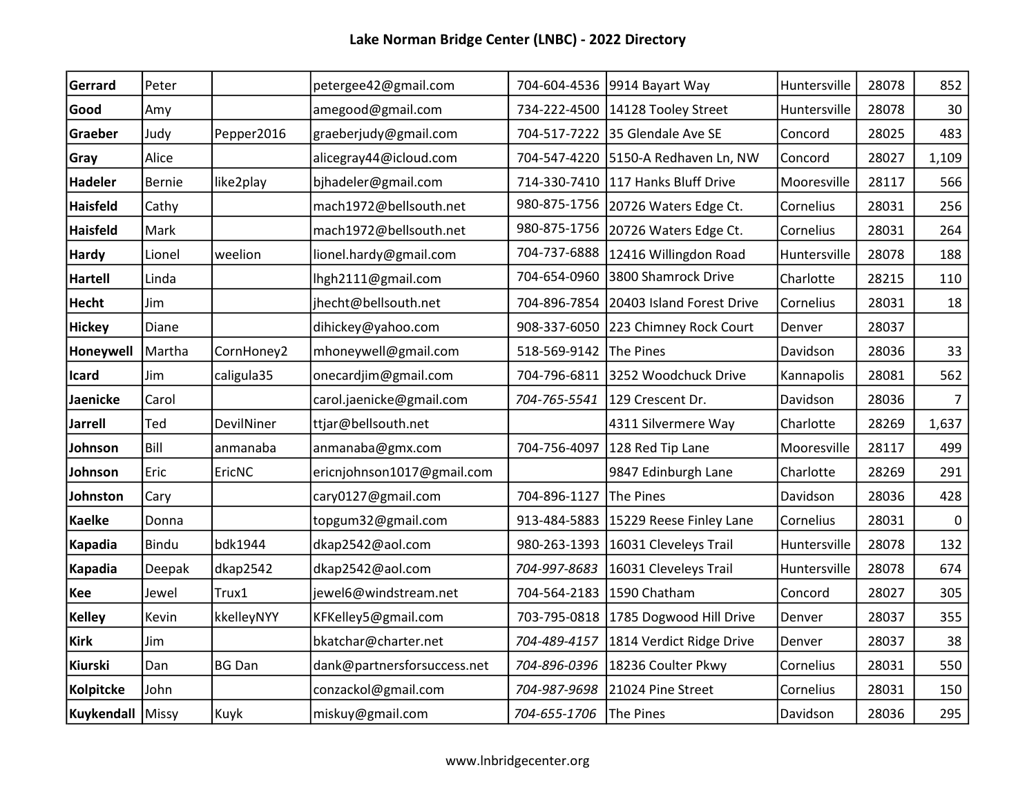# Lake Norman Bridge Center (LNBC) - 2022 Directory

| | | | | | | | | |
|---|---|---|---|---|---|---|---|---|
| **Gerrard** | Peter | | petergee42@gmail.com | 704-604-4536 | 9914 Bayart Way | Huntersville | 28078 | 852 |
| **Good** | Amy | | amegood@gmail.com | 734-222-4500 | 14128 Tooley Street | Huntersville | 28078 | 30 |
| **Graeber** | Judy | Pepper2016 | graeberjudy@gmail.com | 704-517-7222 | 35 Glendale Ave SE | Concord | 28025 | 483 |
| **Gray** | Alice | | alicegray44@icloud.com | 704-547-4220 | 5150-A Redhaven Ln, NW | Concord | 28027 | 1,109 |
| **Hadeler** | Bernie | like2play | bjhadeler@gmail.com | 714-330-7410 | 117 Hanks Bluff Drive | Mooresville | 28117 | 566 |
| **Haisfeld** | Cathy | | mach1972@bellsouth.net | 980-875-1756 | 20726 Waters Edge Ct. | Cornelius | 28031 | 256 |
| **Haisfeld** | Mark | | mach1972@bellsouth.net | 980-875-1756 | 20726 Waters Edge Ct. | Cornelius | 28031 | 264 |
| **Hardy** | Lionel | weelion | lionel.hardy@gmail.com | 704-737-6888 | 12416 Willingdon Road | Huntersville | 28078 | 188 |
| **Hartell** | Linda | | lhgh2111@gmail.com | 704-654-0960 | 3800 Shamrock Drive | Charlotte | 28215 | 110 |
| **Hecht** | Jim | | jhecht@bellsouth.net | 704-896-7854 | 20403 Island Forest Drive | Cornelius | 28031 | 18 |
| **Hickey** | Diane | | dihickey@yahoo.com | 908-337-6050 | 223 Chimney Rock Court | Denver | 28037 | |
| **Honeywell** | Martha | CornHoney2 | mhoneywell@gmail.com | 518-569-9142 | The Pines | Davidson | 28036 | 33 |
| **Icard** | Jim | caligula35 | onecardjim@gmail.com | 704-796-6811 | 3252 Woodchuck Drive | Kannapolis | 28081 | 562 |
| **Jaenicke** | Carol | | carol.jaenicke@gmail.com | *704-765-5541* | 129 Crescent Dr. | Davidson | 28036 | 7 |
| **Jarrell** | Ted | DevilNiner | ttjar@bellsouth.net | | 4311 Silvermere Way | Charlotte | 28269 | 1,637 |
| **Johnson** | Bill | anmanaba | anmanaba@gmx.com | 704-756-4097 | 128 Red Tip Lane | Mooresville | 28117 | 499 |
| **Johnson** | Eric | EricNC | ericnjohnson1017@gmail.com | | 9847 Edinburgh Lane | Charlotte | 28269 | 291 |
| **Johnston** | Cary | | cary0127@gmail.com | 704-896-1127 | The Pines | Davidson | 28036 | 428 |
| **Kaelke** | Donna | | topgum32@gmail.com | 913-484-5883 | 15229 Reese Finley Lane | Cornelius | 28031 | 0 |
| **Kapadia** | Bindu | bdk1944 | dkap2542@aol.com | 980-263-1393 | 16031 Cleveleys Trail | Huntersville | 28078 | 132 |
| **Kapadia** | Deepak | dkap2542 | dkap2542@aol.com | *704-997-8683* | 16031 Cleveleys Trail | Huntersville | 28078 | 674 |
| **Kee** | Jewel | Trux1 | jewel6@windstream.net | 704-564-2183 | 1590 Chatham | Concord | 28027 | 305 |
| **Kelley** | Kevin | kkelleyNYY | KFKelley5@gmail.com | 703-795-0818 | 1785 Dogwood Hill Drive | Denver | 28037 | 355 |
| **Kirk** | Jim | | bkatchar@charter.net | *704-489-4157* | 1814 Verdict Ridge Drive | Denver | 28037 | 38 |
| **Kiurski** | Dan | BG Dan | dank@partnersforsuccess.net | *704-896-0396* | 18236 Coulter Pkwy | Cornelius | 28031 | 550 |
| **Kolpitcke** | John | | conzackol@gmail.com | *704-987-9698* | 21024 Pine Street | Cornelius | 28031 | 150 |
| **Kuykendall** | Missy | Kuyk | miskuy@gmail.com | *704-655-1706* | The Pines | Davidson | 28036 | 295 |

www.lnbridgecenter.org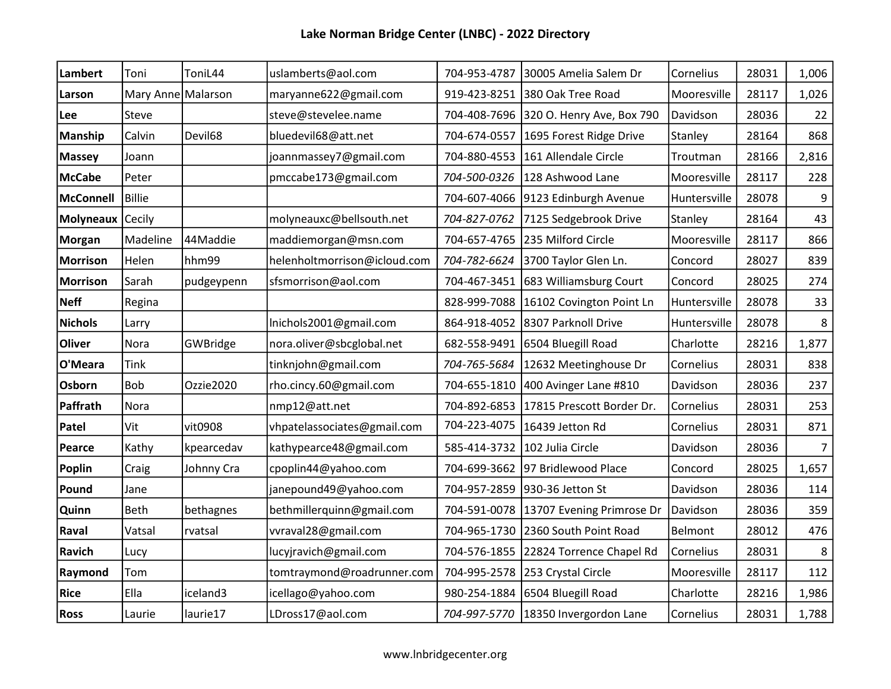# Lake Norman Bridge Center (LNBC) - 2022 Directory

| | | | | | | | | |
|---|---|---|---|---|---|---|---|---|
| **Lambert** | Toni | ToniL44 | uslamberts@aol.com | 704-953-4787 | 30005 Amelia Salem Dr | Cornelius | 28031 | 1,006 |
| **Larson** | Mary Anne | Malarson | maryanne622@gmail.com | 919-423-8251 | 380 Oak Tree Road | Mooresville | 28117 | 1,026 |
| **Lee** | Steve | | steve@stevelee.name | 704-408-7696 | 320 O. Henry Ave, Box 790 | Davidson | 28036 | 22 |
| **Manship** | Calvin | Devil68 | bluedevil68@att.net | 704-674-0557 | 1695 Forest Ridge Drive | Stanley | 28164 | 868 |
| **Massey** | Joann | | joannmassey7@gmail.com | 704-880-4553 | 161 Allendale Circle | Troutman | 28166 | 2,816 |
| **McCabe** | Peter | | pmccabe173@gmail.com | *704-500-0326* | 128 Ashwood Lane | Mooresville | 28117 | 228 |
| **McConnell** | Billie | | | 704-607-4066 | 9123 Edinburgh Avenue | Huntersville | 28078 | 9 |
| **Molyneaux** | Cecily | | molyneauxc@bellsouth.net | *704-827-0762* | 7125 Sedgebrook Drive | Stanley | 28164 | 43 |
| **Morgan** | Madeline | 44Maddie | maddiemorgan@msn.com | 704-657-4765 | 235 Milford Circle | Mooresville | 28117 | 866 |
| **Morrison** | Helen | hhm99 | helenholtmorrison@icloud.com | *704-782-6624* | 3700 Taylor Glen Ln. | Concord | 28027 | 839 |
| **Morrison** | Sarah | pudgeypenn | sfsmorrison@aol.com | 704-467-3451 | 683 Williamsburg Court | Concord | 28025 | 274 |
| **Neff** | Regina | | | 828-999-7088 | 16102 Covington Point Ln | Huntersville | 28078 | 33 |
| **Nichols** | Larry | | lnichols2001@gmail.com | 864-918-4052 | 8307 Parknoll Drive | Huntersville | 28078 | 8 |
| **Oliver** | Nora | GWBridge | nora.oliver@sbcglobal.net | 682-558-9491 | 6504 Bluegill Road | Charlotte | 28216 | 1,877 |
| **O'Meara** | Tink | | tinknjohn@gmail.com | *704-765-5684* | 12632 Meetinghouse Dr | Cornelius | 28031 | 838 |
| **Osborn** | Bob | Ozzie2020 | rho.cincy.60@gmail.com | 704-655-1810 | 400 Avinger Lane #810 | Davidson | 28036 | 237 |
| **Paffrath** | Nora | | nmp12@att.net | 704-892-6853 | 17815 Prescott Border Dr. | Cornelius | 28031 | 253 |
| **Patel** | Vit | vit0908 | vhpatelassociates@gmail.com | 704-223-4075 | 16439 Jetton Rd | Cornelius | 28031 | 871 |
| **Pearce** | Kathy | kpearcedav | kathypearce48@gmail.com | 585-414-3732 | 102 Julia Circle | Davidson | 28036 | 7 |
| **Poplin** | Craig | Johnny Cra | cpoplin44@yahoo.com | 704-699-3662 | 97 Bridlewood Place | Concord | 28025 | 1,657 |
| **Pound** | Jane | | janepound49@yahoo.com | 704-957-2859 | 930-36 Jetton St | Davidson | 28036 | 114 |
| **Quinn** | Beth | bethagnes | bethmillerquinn@gmail.com | 704-591-0078 | 13707 Evening Primrose Dr | Davidson | 28036 | 359 |
| **Raval** | Vatsal | rvatsal | vvraval28@gmail.com | 704-965-1730 | 2360 South Point Road | Belmont | 28012 | 476 |
| **Ravich** | Lucy | | lucyjravich@gmail.com | 704-576-1855 | 22824 Torrence Chapel Rd | Cornelius | 28031 | 8 |
| **Raymond** | Tom | | tomtraymond@roadrunner.com | 704-995-2578 | 253 Crystal Circle | Mooresville | 28117 | 112 |
| **Rice** | Ella | iceland3 | icellago@yahoo.com | 980-254-1884 | 6504 Bluegill Road | Charlotte | 28216 | 1,986 |
| **Ross** | Laurie | laurie17 | LDross17@aol.com | *704-997-5770* | 18350 Invergordon Lane | Cornelius | 28031 | 1,788 |

www.lnbridgecenter.org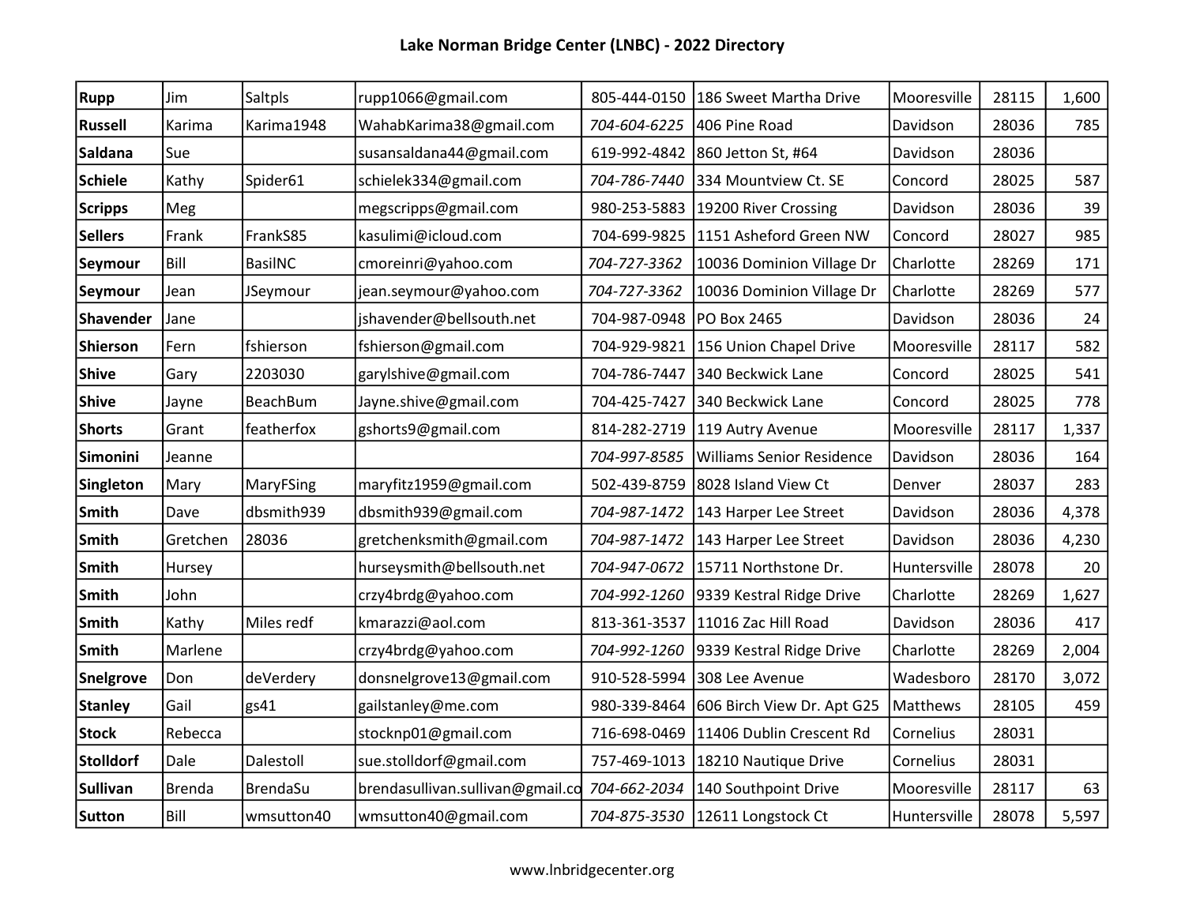# Lake Norman Bridge Center (LNBC) - 2022 Directory

| | | | | | | | | |
|---|---|---|---|---|---|---|---|---|
| **Rupp** | Jim | Saltpls | rupp1066@gmail.com | 805-444-0150 | 186 Sweet Martha Drive | Mooresville | 28115 | 1,600 |
| **Russell** | Karima | Karima1948 | WahabKarima38@gmail.com | *704-604-6225* | 406 Pine Road | Davidson | 28036 | 785 |
| **Saldana** | Sue | | susansaldana44@gmail.com | 619-992-4842 | 860 Jetton St, #64 | Davidson | 28036 | |
| **Schiele** | Kathy | Spider61 | schielek334@gmail.com | *704-786-7440* | 334 Mountview Ct. SE | Concord | 28025 | 587 |
| **Scripps** | Meg | | megscripps@gmail.com | 980-253-5883 | 19200 River Crossing | Davidson | 28036 | 39 |
| **Sellers** | Frank | FrankS85 | kasulimi@icloud.com | 704-699-9825 | 1151 Asheford Green NW | Concord | 28027 | 985 |
| **Seymour** | Bill | BasilNC | cmoreinri@yahoo.com | *704-727-3362* | 10036 Dominion Village Dr | Charlotte | 28269 | 171 |
| **Seymour** | Jean | JSeymour | jean.seymour@yahoo.com | *704-727-3362* | 10036 Dominion Village Dr | Charlotte | 28269 | 577 |
| **Shavender** | Jane | | jshavender@bellsouth.net | 704-987-0948 | PO Box 2465 | Davidson | 28036 | 24 |
| **Shierson** | Fern | fshierson | fshierson@gmail.com | 704-929-9821 | 156 Union Chapel Drive | Mooresville | 28117 | 582 |
| **Shive** | Gary | 2203030 | garylshive@gmail.com | 704-786-7447 | 340 Beckwick Lane | Concord | 28025 | 541 |
| **Shive** | Jayne | BeachBum | Jayne.shive@gmail.com | 704-425-7427 | 340 Beckwick Lane | Concord | 28025 | 778 |
| **Shorts** | Grant | featherfox | gshorts9@gmail.com | 814-282-2719 | 119 Autry Avenue | Mooresville | 28117 | 1,337 |
| **Simonini** | Jeanne | | | *704-997-8585* | Williams Senior Residence | Davidson | 28036 | 164 |
| **Singleton** | Mary | MaryFSing | maryfitz1959@gmail.com | 502-439-8759 | 8028 Island View Ct | Denver | 28037 | 283 |
| **Smith** | Dave | dbsmith939 | dbsmith939@gmail.com | *704-987-1472* | 143 Harper Lee Street | Davidson | 28036 | 4,378 |
| **Smith** | Gretchen | 28036 | gretchenksmith@gmail.com | *704-987-1472* | 143 Harper Lee Street | Davidson | 28036 | 4,230 |
| **Smith** | Hursey | | hurseysmith@bellsouth.net | *704-947-0672* | 15711 Northstone Dr. | Huntersville | 28078 | 20 |
| **Smith** | John | | crzy4brdg@yahoo.com | *704-992-1260* | 9339 Kestral Ridge Drive | Charlotte | 28269 | 1,627 |
| **Smith** | Kathy | Miles redf | kmarazzi@aol.com | 813-361-3537 | 11016 Zac Hill Road | Davidson | 28036 | 417 |
| **Smith** | Marlene | | crzy4brdg@yahoo.com | *704-992-1260* | 9339 Kestral Ridge Drive | Charlotte | 28269 | 2,004 |
| **Snelgrove** | Don | deVerdery | donsnelgrove13@gmail.com | 910-528-5994 | 308 Lee Avenue | Wadesboro | 28170 | 3,072 |
| **Stanley** | Gail | gs41 | gailstanley@me.com | 980-339-8464 | 606 Birch View Dr. Apt G25 | Matthews | 28105 | 459 |
| **Stock** | Rebecca | | stocknp01@gmail.com | 716-698-0469 | 11406 Dublin Crescent Rd | Cornelius | 28031 | |
| **Stolldorf** | Dale | Dalestoll | sue.stolldorf@gmail.com | 757-469-1013 | 18210 Nautique Drive | Cornelius | 28031 | |
| **Sullivan** | Brenda | BrendaSu | brendasullivan.sullivan@gmail.co | *704-662-2034* | 140 Southpoint Drive | Mooresville | 28117 | 63 |
| **Sutton** | Bill | wmsutton40 | wmsutton40@gmail.com | *704-875-3530* | 12611 Longstock Ct | Huntersville | 28078 | 5,597 |

www.lnbridgecenter.org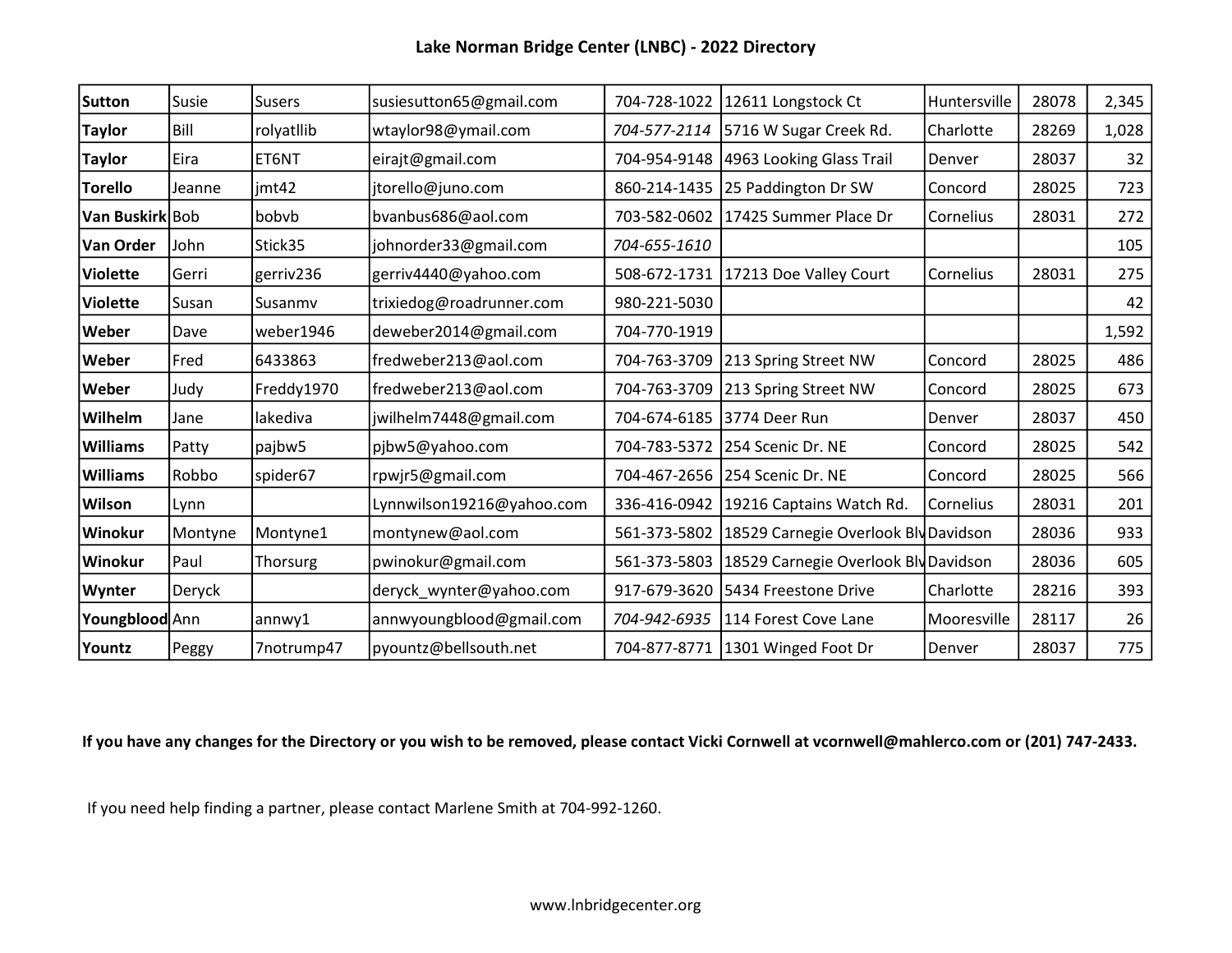## Lake Norman Bridge Center (LNBC) - 2022 Directory

| | | | | | | | | |
|---|---|---|---|---|---|---|---|---|
| **Sutton** | Susie | Susers | susiesutton65@gmail.com | 704-728-1022 | 12611 Longstock Ct | Huntersville | 28078 | 2,345 |
| **Taylor** | Bill | rolyatllib | wtaylor98@ymail.com | *704-577-2114* | 5716 W Sugar Creek Rd. | Charlotte | 28269 | 1,028 |
| **Taylor** | Eira | ET6NT | eirajt@gmail.com | 704-954-9148 | 4963 Looking Glass Trail | Denver | 28037 | 32 |
| **Torello** | Jeanne | jmt42 | jtorello@juno.com | 860-214-1435 | 25 Paddington Dr SW | Concord | 28025 | 723 |
| **Van Buskirk** | Bob | bobvb | bvanbus686@aol.com | 703-582-0602 | 17425 Summer Place Dr | Cornelius | 28031 | 272 |
| **Van Order** | John | Stick35 | johnorder33@gmail.com | *704-655-1610* | | | | 105 |
| **Violette** | Gerri | gerriv236 | gerriv4440@yahoo.com | 508-672-1731 | 17213 Doe Valley Court | Cornelius | 28031 | 275 |
| **Violette** | Susan | Susanmv | trixiedog@roadrunner.com | 980-221-5030 | | | | 42 |
| **Weber** | Dave | weber1946 | deweber2014@gmail.com | 704-770-1919 | | | | 1,592 |
| **Weber** | Fred | 6433863 | fredweber213@aol.com | 704-763-3709 | 213 Spring Street NW | Concord | 28025 | 486 |
| **Weber** | Judy | Freddy1970 | fredweber213@aol.com | 704-763-3709 | 213 Spring Street NW | Concord | 28025 | 673 |
| **Wilhelm** | Jane | lakediva | jwilhelm7448@gmail.com | 704-674-6185 | 3774 Deer Run | Denver | 28037 | 450 |
| **Williams** | Patty | pajbw5 | pjbw5@yahoo.com | 704-783-5372 | 254 Scenic Dr. NE | Concord | 28025 | 542 |
| **Williams** | Robbo | spider67 | rpwjr5@gmail.com | 704-467-2656 | 254 Scenic Dr. NE | Concord | 28025 | 566 |
| **Wilson** | Lynn | | Lynnwilson19216@yahoo.com | 336-416-0942 | 19216 Captains Watch Rd. | Cornelius | 28031 | 201 |
| **Winokur** | Montyne | Montyne1 | montynew@aol.com | 561-373-5802 | 18529 Carnegie Overlook Blv | Davidson | 28036 | 933 |
| **Winokur** | Paul | Thorsurg | pwinokur@gmail.com | 561-373-5803 | 18529 Carnegie Overlook Blv | Davidson | 28036 | 605 |
| **Wynter** | Deryck | | deryck_wynter@yahoo.com | 917-679-3620 | 5434 Freestone Drive | Charlotte | 28216 | 393 |
| **Youngblood** | Ann | annwy1 | annwyoungblood@gmail.com | *704-942-6935* | 114 Forest Cove Lane | Mooresville | 28117 | 26 |
| **Yountz** | Peggy | 7notrump47 | pyountz@bellsouth.net | 704-877-8771 | 1301 Winged Foot Dr | Denver | 28037 | 775 |

**If you have any changes for the Directory or you wish to be removed, please contact Vicki Cornwell at vcornwell@mahlerco.com or (201) 747-2433.**

If you need help finding a partner, please contact Marlene Smith at 704-992-1260.

www.lnbridgecenter.org